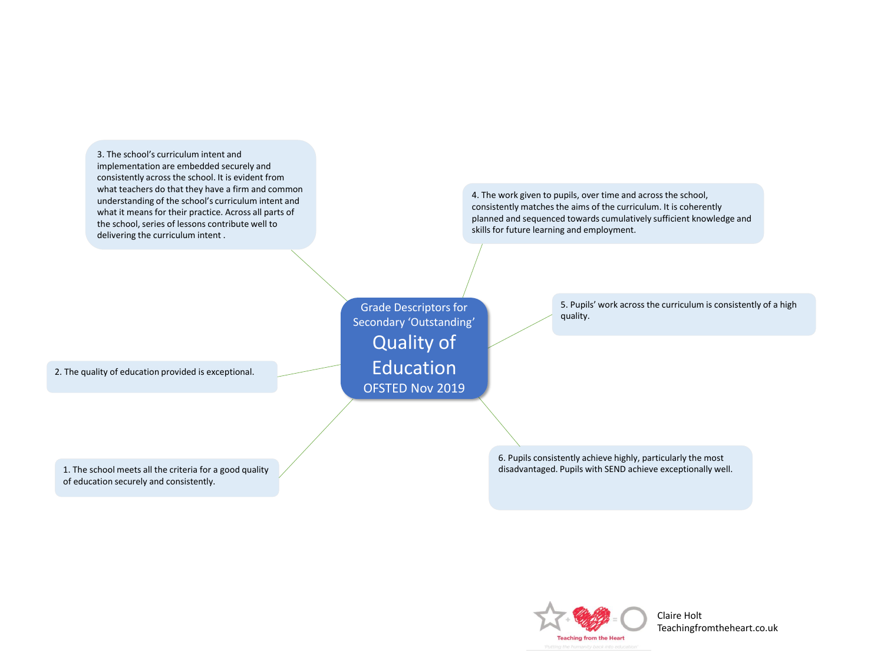# Grade Descriptors for Secondary 'Outstanding'

## Quality of Education

OFSTED Nov 2019

1. The school meets all the criteria for a good quality of education securely and consistently.

2. The quality of education provided is exceptional.

3. The school's curriculum intent and implementation are embedded securely and consistently across the school. It is evident from what teachers do that they have a firm and common understanding of the school's curriculum intent and what it means for their practice. Across all parts of the school, series of lessons contribute well to delivering the curriculum intent .

4. The work given to pupils, over time and across the school, consistently matches the aims of the curriculum. It is coherently planned and sequenced towards cumulatively sufficient knowledge and skills for future learning and employment.

5. Pupils' work across the curriculum is consistently of a high quality.

6. Pupils consistently achieve highly, particularly the most disadvantaged. Pupils with SEND achieve exceptionally well.

Teaching from the Heart

'Putting the humanity back into education'

Claire Holt
Teachingfromtheheart.co.uk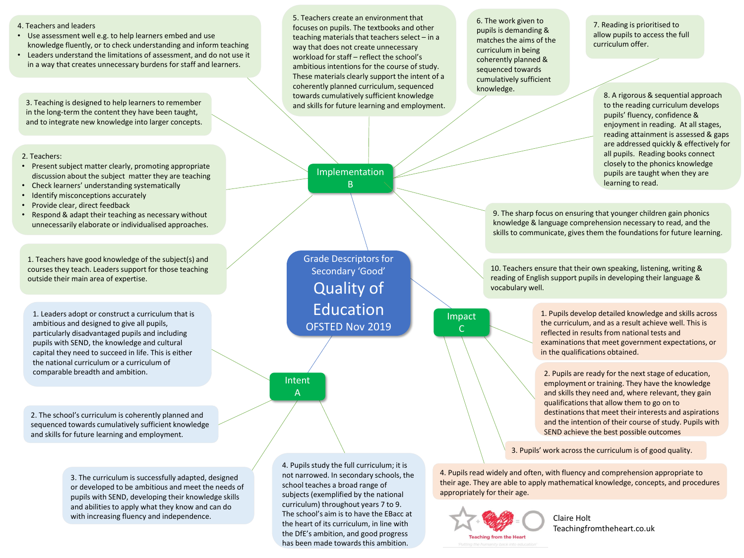# Grade Descriptors for Secondary 'Good' Quality of Education

OFSTED Nov 2019

## Intent A

1. Leaders adopt or construct a curriculum that is ambitious and designed to give all pupils, particularly disadvantaged pupils and including pupils with SEND, the knowledge and cultural capital they need to succeed in life. This is either the national curriculum or a curriculum of comparable breadth and ambition.

2. The school's curriculum is coherently planned and sequenced towards cumulatively sufficient knowledge and skills for future learning and employment.

3. The curriculum is successfully adapted, designed or developed to be ambitious and meet the needs of pupils with SEND, developing their knowledge skills and abilities to apply what they know and can do with increasing fluency and independence.

4. Pupils study the full curriculum; it is not narrowed. In secondary schools, the school teaches a broad range of subjects (exemplified by the national curriculum) throughout years 7 to 9. The school's aim is to have the EBacc at the heart of its curriculum, in line with the DfE's ambition, and good progress has been made towards this ambition.

## Implementation B

1. Teachers have good knowledge of the subject(s) and courses they teach. Leaders support for those teaching outside their main area of expertise.

2. Teachers:
- Present subject matter clearly, promoting appropriate discussion about the subject matter they are teaching
- Check learners' understanding systematically
- Identify misconceptions accurately
- Provide clear, direct feedback
- Respond & adapt their teaching as necessary without unnecessarily elaborate or individualised approaches.

3. Teaching is designed to help learners to remember in the long-term the content they have been taught, and to integrate new knowledge into larger concepts.

4. Teachers and leaders
- Use assessment well e.g. to help learners embed and use knowledge fluently, or to check understanding and inform teaching
- Leaders understand the limitations of assessment, and do not use it in a way that creates unnecessary burdens for staff and learners.

5. Teachers create an environment that focuses on pupils. The textbooks and other teaching materials that teachers select – in a way that does not create unnecessary workload for staff – reflect the school's ambitious intentions for the course of study. These materials clearly support the intent of a coherently planned curriculum, sequenced towards cumulatively sufficient knowledge and skills for future learning and employment.

6. The work given to pupils is demanding & matches the aims of the curriculum in being coherently planned & sequenced towards cumulatively sufficient knowledge.

7. Reading is prioritised to allow pupils to access the full curriculum offer.

8. A rigorous & sequential approach to the reading curriculum develops pupils' fluency, confidence & enjoyment in reading. At all stages, reading attainment is assessed & gaps are addressed quickly & effectively for all pupils. Reading books connect closely to the phonics knowledge pupils are taught when they are learning to read.

9. The sharp focus on ensuring that younger children gain phonics knowledge & language comprehension necessary to read, and the skills to communicate, gives them the foundations for future learning.

10. Teachers ensure that their own speaking, listening, writing & reading of English support pupils in developing their language & vocabulary well.

## Impact C

1. Pupils develop detailed knowledge and skills across the curriculum, and as a result achieve well. This is reflected in results from national tests and examinations that meet government expectations, or in the qualifications obtained.

2. Pupils are ready for the next stage of education, employment or training. They have the knowledge and skills they need and, where relevant, they gain qualifications that allow them to go on to destinations that meet their interests and aspirations and the intention of their course of study. Pupils with SEND achieve the best possible outcomes

3. Pupils' work across the curriculum is of good quality.

4. Pupils read widely and often, with fluency and comprehension appropriate to their age. They are able to apply mathematical knowledge, concepts, and procedures appropriately for their age.

Teaching from the Heart
'Putting the humanity back into education'

Claire Holt
Teachingfromtheheart.co.uk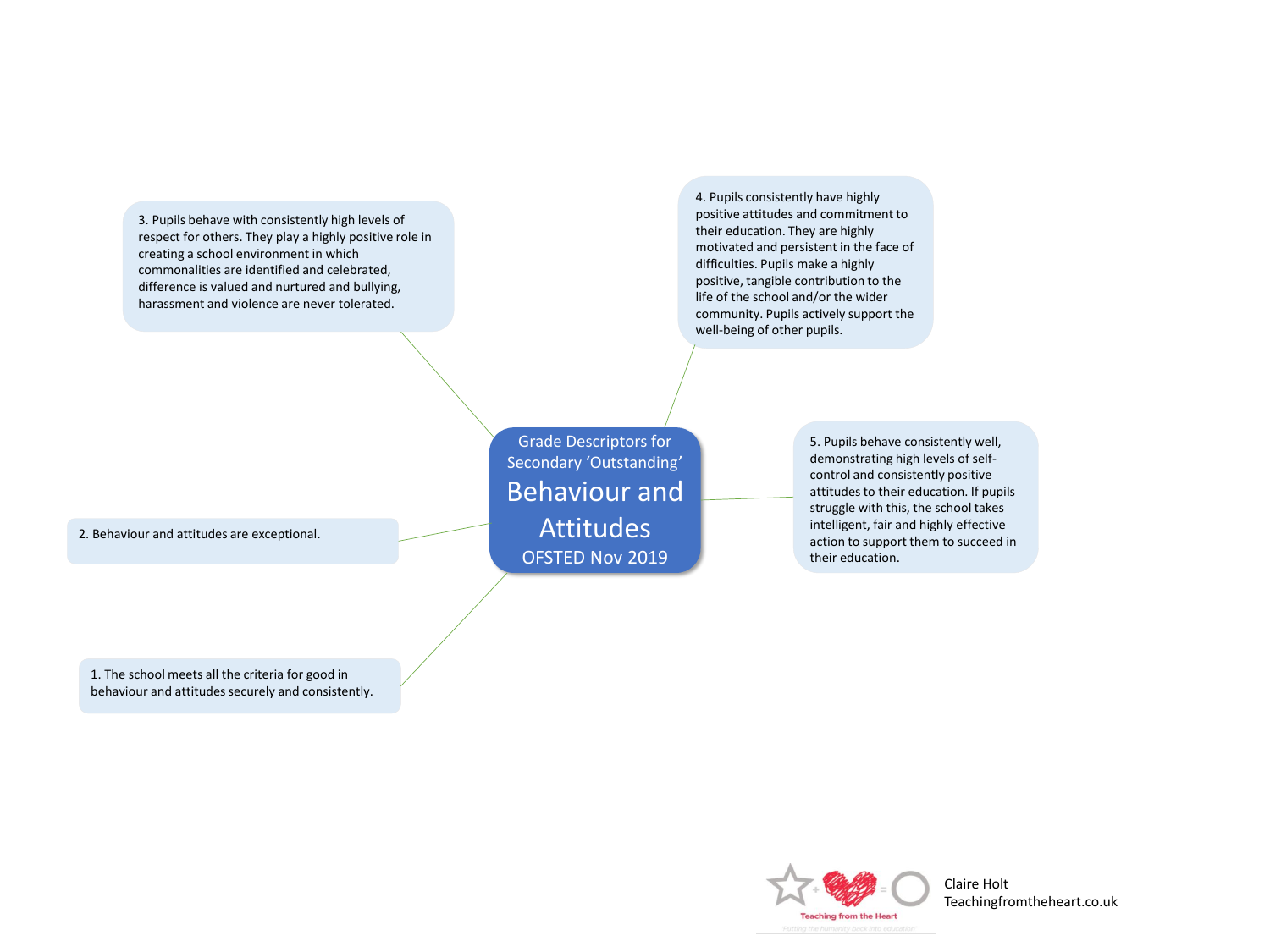# Grade Descriptors for Secondary 'Outstanding' Behaviour and Attitudes

OFSTED Nov 2019

1. The school meets all the criteria for good in behaviour and attitudes securely and consistently.

2. Behaviour and attitudes are exceptional.

3. Pupils behave with consistently high levels of respect for others. They play a highly positive role in creating a school environment in which commonalities are identified and celebrated, difference is valued and nurtured and bullying, harassment and violence are never tolerated.

4. Pupils consistently have highly positive attitudes and commitment to their education. They are highly motivated and persistent in the face of difficulties. Pupils make a highly positive, tangible contribution to the life of the school and/or the wider community. Pupils actively support the well-being of other pupils.

5. Pupils behave consistently well, demonstrating high levels of self-control and consistently positive attitudes to their education. If pupils struggle with this, the school takes intelligent, fair and highly effective action to support them to succeed in their education.

Teaching from the Heart

'Putting the humanity back into education'

Claire Holt
Teachingfromtheheart.co.uk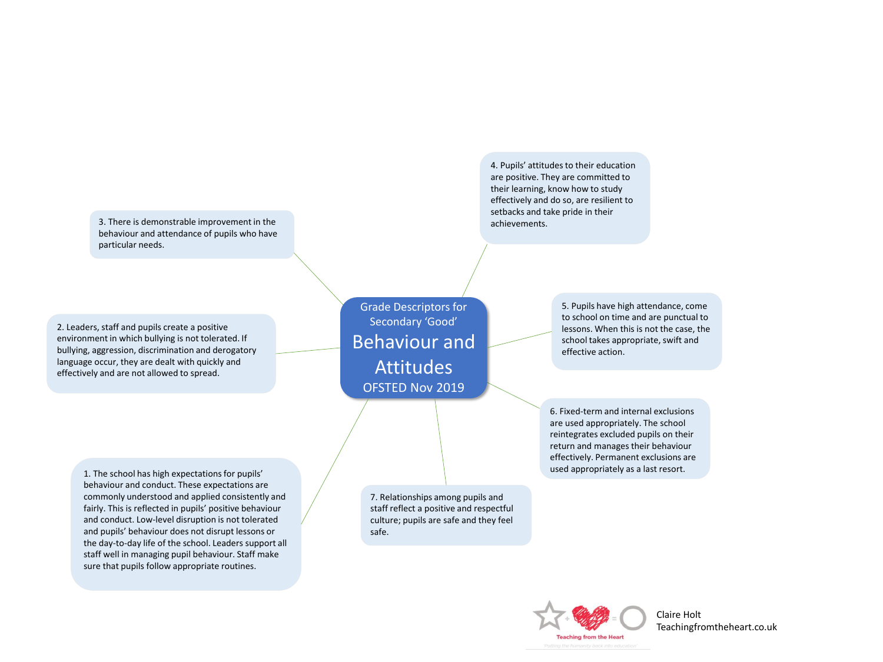# Grade Descriptors for Secondary 'Good' Behaviour and Attitudes

OFSTED Nov 2019

1. The school has high expectations for pupils' behaviour and conduct. These expectations are commonly understood and applied consistently and fairly. This is reflected in pupils' positive behaviour and conduct. Low-level disruption is not tolerated and pupils' behaviour does not disrupt lessons or the day-to-day life of the school. Leaders support all staff well in managing pupil behaviour. Staff make sure that pupils follow appropriate routines.

2. Leaders, staff and pupils create a positive environment in which bullying is not tolerated. If bullying, aggression, discrimination and derogatory language occur, they are dealt with quickly and effectively and are not allowed to spread.

3. There is demonstrable improvement in the behaviour and attendance of pupils who have particular needs.

4. Pupils' attitudes to their education are positive. They are committed to their learning, know how to study effectively and do so, are resilient to setbacks and take pride in their achievements.

5. Pupils have high attendance, come to school on time and are punctual to lessons. When this is not the case, the school takes appropriate, swift and effective action.

6. Fixed-term and internal exclusions are used appropriately. The school reintegrates excluded pupils on their return and manages their behaviour effectively. Permanent exclusions are used appropriately as a last resort.

7. Relationships among pupils and staff reflect a positive and respectful culture; pupils are safe and they feel safe.

Teaching from the Heart
'Putting the humanity back into education'

Claire Holt
Teachingfromtheheart.co.uk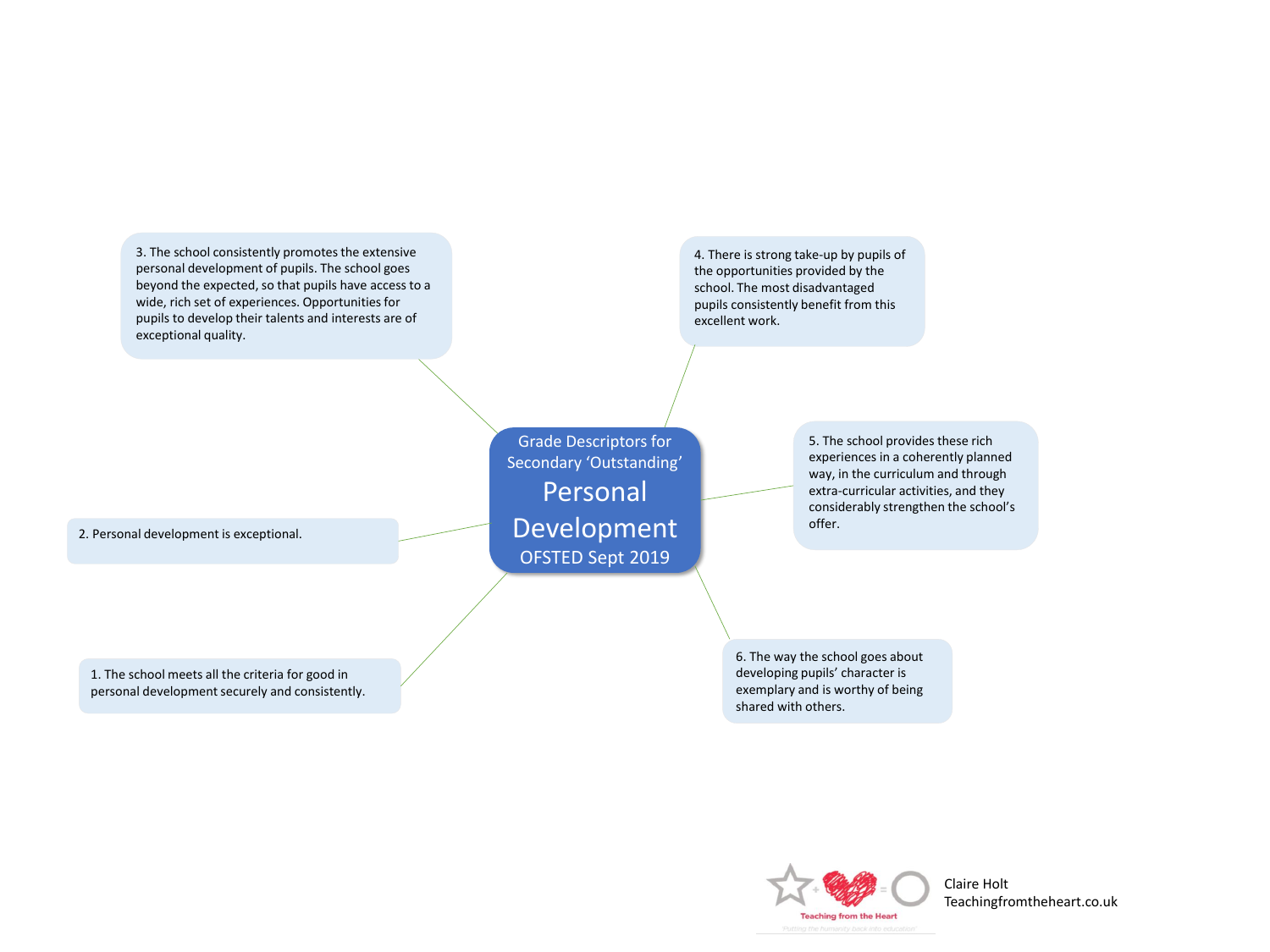# Grade Descriptors for Secondary 'Outstanding' Personal Development OFSTED Sept 2019

1. The school meets all the criteria for good in personal development securely and consistently.

2. Personal development is exceptional.

3. The school consistently promotes the extensive personal development of pupils. The school goes beyond the expected, so that pupils have access to a wide, rich set of experiences. Opportunities for pupils to develop their talents and interests are of exceptional quality.

4. There is strong take-up by pupils of the opportunities provided by the school. The most disadvantaged pupils consistently benefit from this excellent work.

5. The school provides these rich experiences in a coherently planned way, in the curriculum and through extra-curricular activities, and they considerably strengthen the school's offer.

6. The way the school goes about developing pupils' character is exemplary and is worthy of being shared with others.

Teaching from the Heart

'Putting the humanity back into education'

Claire Holt
Teachingfromtheheart.co.uk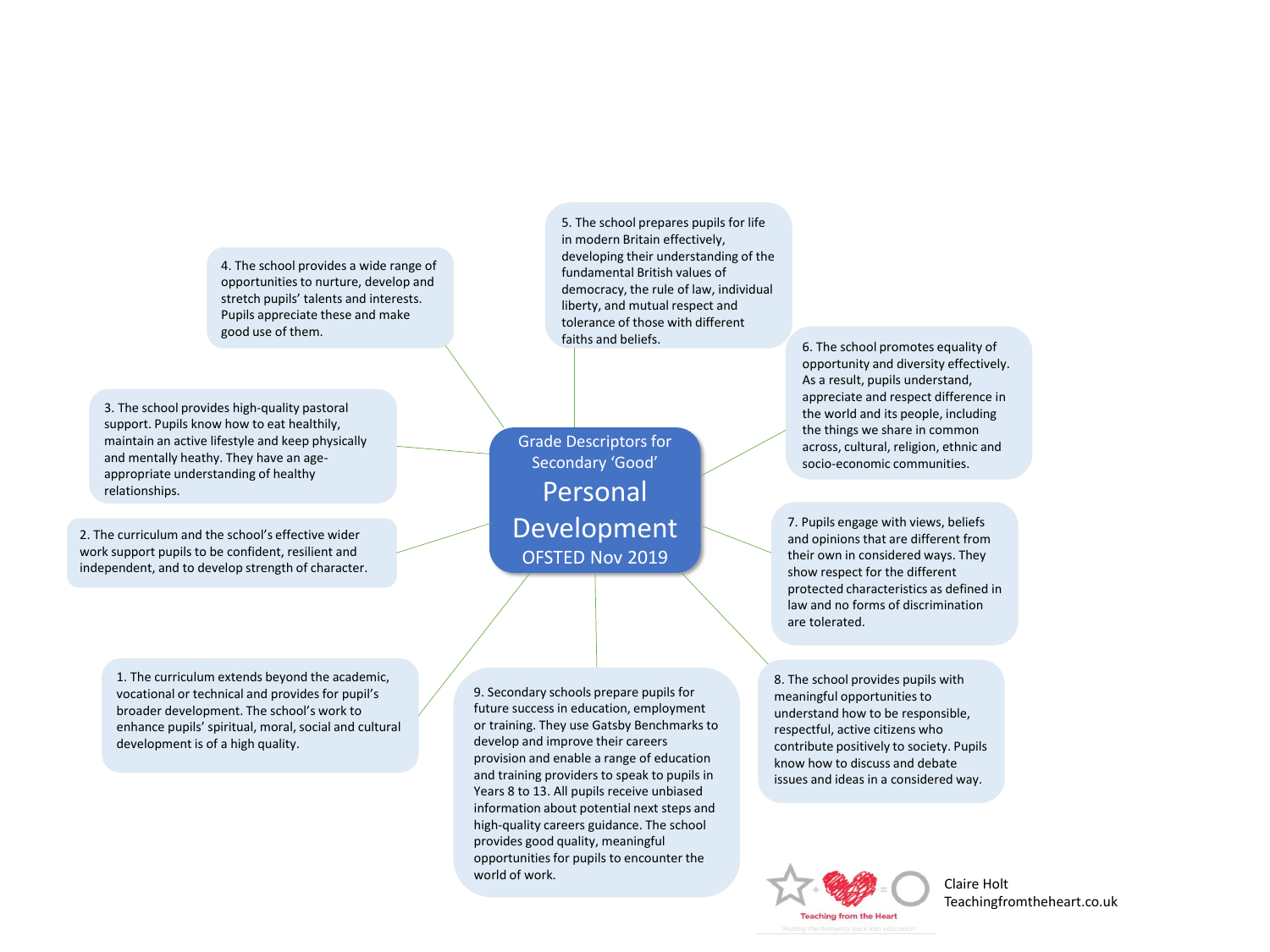# Grade Descriptors for Secondary 'Good' Personal Development

OFSTED Nov 2019

1. The curriculum extends beyond the academic, vocational or technical and provides for pupil's broader development. The school's work to enhance pupils' spiritual, moral, social and cultural development is of a high quality.

2. The curriculum and the school's effective wider work support pupils to be confident, resilient and independent, and to develop strength of character.

3. The school provides high-quality pastoral support. Pupils know how to eat healthily, maintain an active lifestyle and keep physically and mentally heathy. They have an age-appropriate understanding of healthy relationships.

4. The school provides a wide range of opportunities to nurture, develop and stretch pupils' talents and interests. Pupils appreciate these and make good use of them.

5. The school prepares pupils for life in modern Britain effectively, developing their understanding of the fundamental British values of democracy, the rule of law, individual liberty, and mutual respect and tolerance of those with different faiths and beliefs.

6. The school promotes equality of opportunity and diversity effectively. As a result, pupils understand, appreciate and respect difference in the world and its people, including the things we share in common across, cultural, religion, ethnic and socio-economic communities.

7. Pupils engage with views, beliefs and opinions that are different from their own in considered ways. They show respect for the different protected characteristics as defined in law and no forms of discrimination are tolerated.

8. The school provides pupils with meaningful opportunities to understand how to be responsible, respectful, active citizens who contribute positively to society. Pupils know how to discuss and debate issues and ideas in a considered way.

9. Secondary schools prepare pupils for future success in education, employment or training. They use Gatsby Benchmarks to develop and improve their careers provision and enable a range of education and training providers to speak to pupils in Years 8 to 13. All pupils receive unbiased information about potential next steps and high-quality careers guidance. The school provides good quality, meaningful opportunities for pupils to encounter the world of work.

Teaching from the Heart

Claire Holt
Teachingfromtheheart.co.uk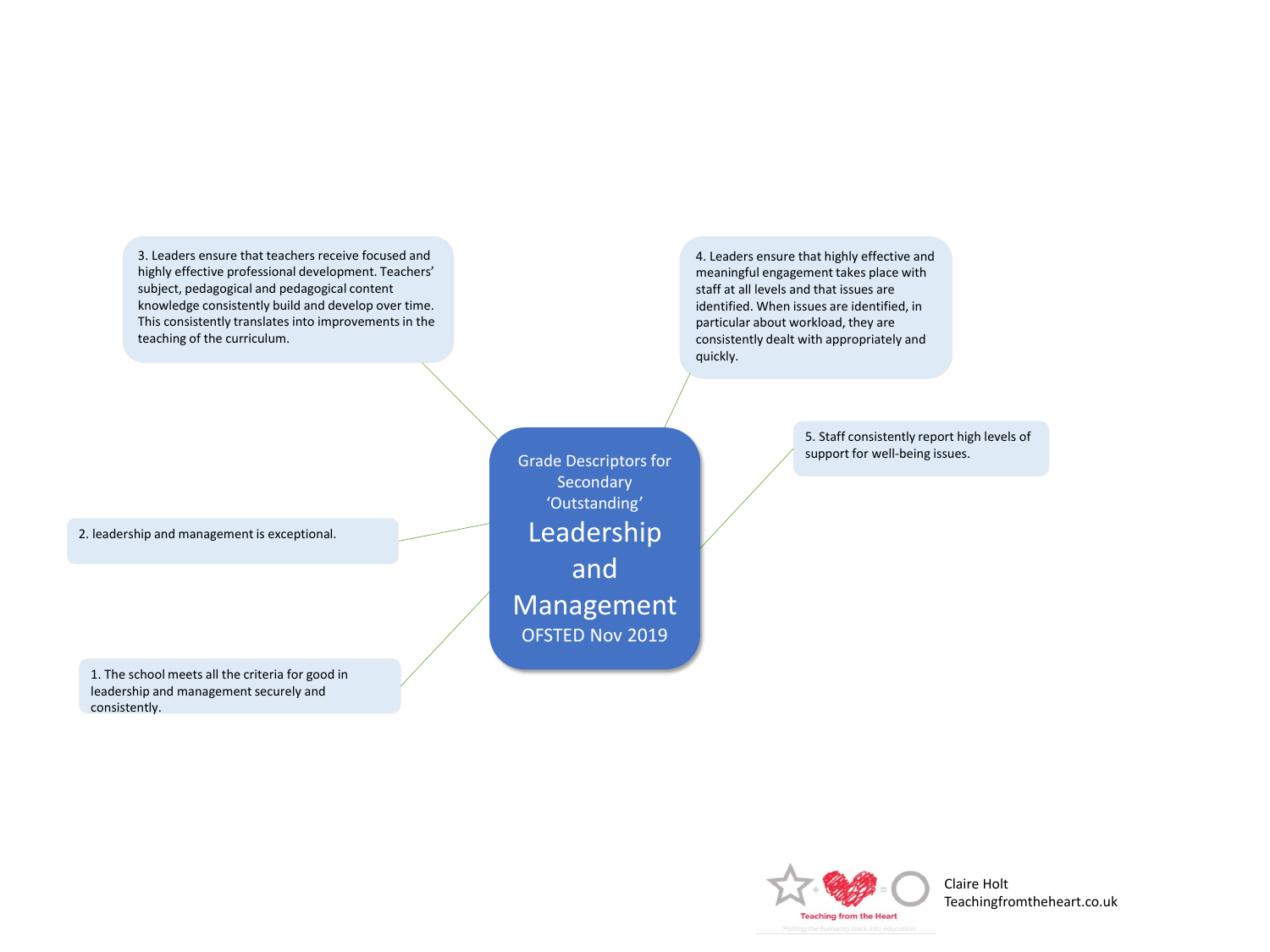# Grade Descriptors for Secondary 'Outstanding' Leadership and Management OFSTED Nov 2019

1. The school meets all the criteria for good in leadership and management securely and consistently.

2. leadership and management is exceptional.

3. Leaders ensure that teachers receive focused and highly effective professional development. Teachers' subject, pedagogical and pedagogical content knowledge consistently build and develop over time. This consistently translates into improvements in the teaching of the curriculum.

4. Leaders ensure that highly effective and meaningful engagement takes place with staff at all levels and that issues are identified. When issues are identified, in particular about workload, they are consistently dealt with appropriately and quickly.

5. Staff consistently report high levels of support for well-being issues.

Teaching from the Heart

'Putting the humanity back into education'

Claire Holt
Teachingfromtheheart.co.uk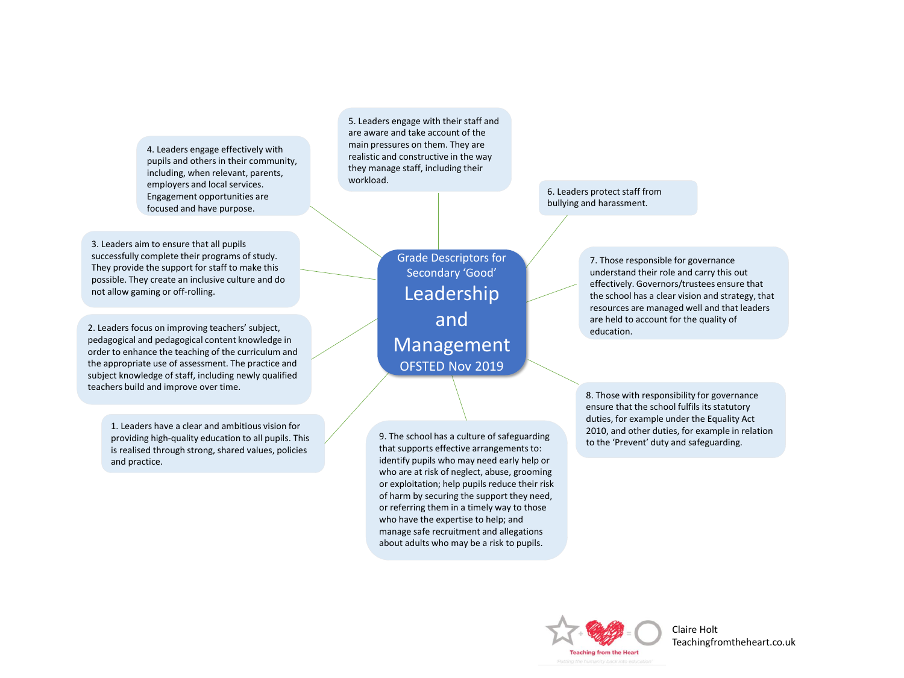# Grade Descriptors for Secondary 'Good' Leadership and Management OFSTED Nov 2019

1. Leaders have a clear and ambitious vision for providing high-quality education to all pupils. This is realised through strong, shared values, policies and practice.

2. Leaders focus on improving teachers' subject, pedagogical and pedagogical content knowledge in order to enhance the teaching of the curriculum and the appropriate use of assessment. The practice and subject knowledge of staff, including newly qualified teachers build and improve over time.

3. Leaders aim to ensure that all pupils successfully complete their programs of study. They provide the support for staff to make this possible. They create an inclusive culture and do not allow gaming or off-rolling.

4. Leaders engage effectively with pupils and others in their community, including, when relevant, parents, employers and local services. Engagement opportunities are focused and have purpose.

5. Leaders engage with their staff and are aware and take account of the main pressures on them. They are realistic and constructive in the way they manage staff, including their workload.

6. Leaders protect staff from bullying and harassment.

7. Those responsible for governance understand their role and carry this out effectively. Governors/trustees ensure that the school has a clear vision and strategy, that resources are managed well and that leaders are held to account for the quality of education.

8. Those with responsibility for governance ensure that the school fulfils its statutory duties, for example under the Equality Act 2010, and other duties, for example in relation to the 'Prevent' duty and safeguarding.

9. The school has a culture of safeguarding that supports effective arrangements to: identify pupils who may need early help or who are at risk of neglect, abuse, grooming or exploitation; help pupils reduce their risk of harm by securing the support they need, or referring them in a timely way to those who have the expertise to help; and manage safe recruitment and allegations about adults who may be a risk to pupils.

Teaching from the Heart

Claire Holt
Teachingfromtheheart.co.uk